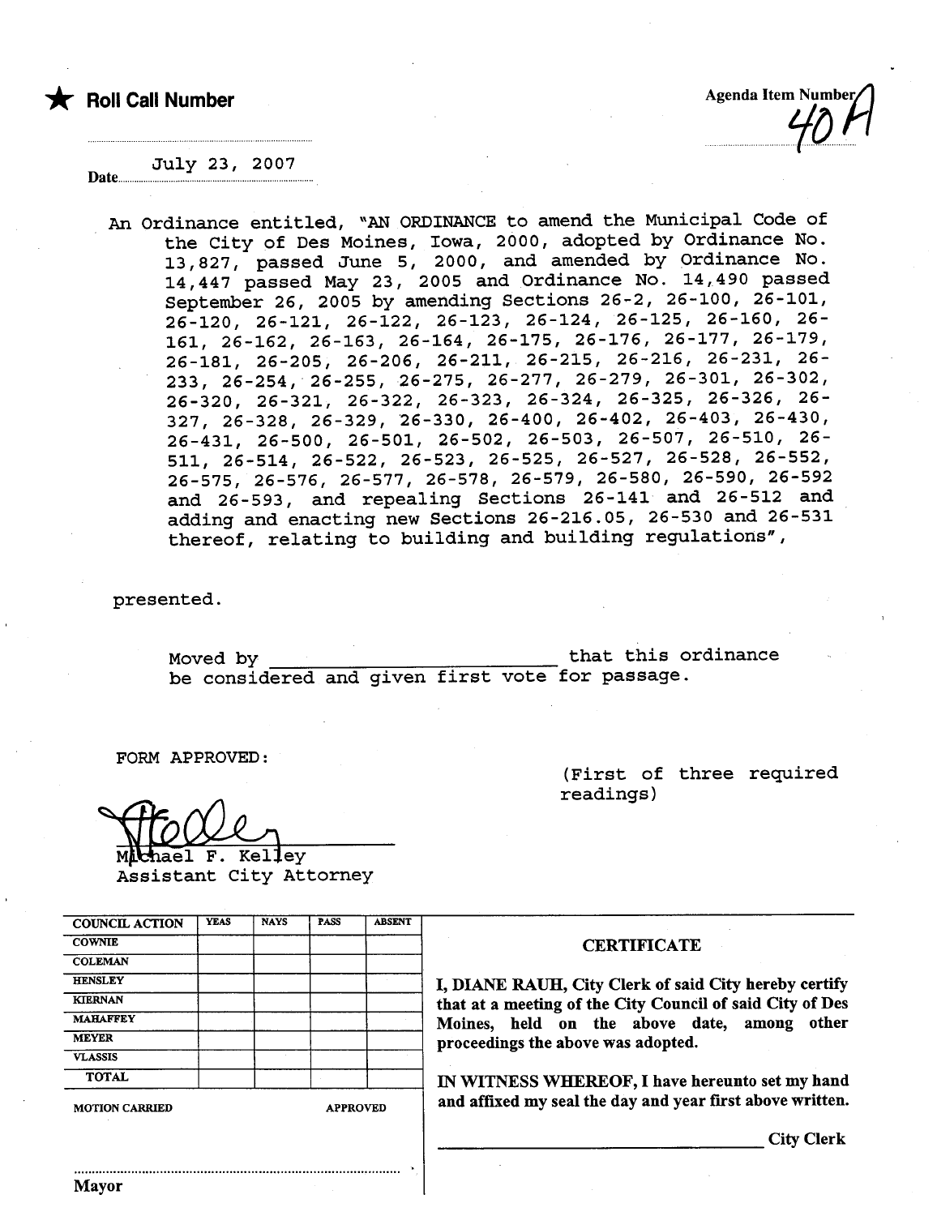★ **Roll Call Number**

Agenda Item Number 40A

Date July 23, 2007

An Ordinance entitled, "AN ORDINANCE to amend the Municipal Code of the City of Des Moines, Iowa, 2000, adopted by Ordinance No. 13,827, passed June 5, 2000, and amended by Ordinance No. 14,447 passed May 23, 2005 and Ordinance No. 14,490 passed September 26, 2005 by amending Sections 26-2, 26-100, 26-101, 26-120, 26-121, 26-122, 26-123, 26-124, 26-125, 26-160, 26-161, 26-162, 26-163, 26-164, 26-175, 26-176, 26-177, 26-179, 26-181, 26-205, 26-206, 26-211, 26-215, 26-216, 26-231, 26-233, 26-254, 26-255, 26-275, 26-277, 26-279, 26-301, 26-302, 26-320, 26-321, 26-322, 26-323, 26-324, 26-325, 26-326, 26-327, 26-328, 26-329, 26-330, 26-400, 26-402, 26-403, 26-430, 26-431, 26-500, 26-501, 26-502, 26-503, 26-507, 26-510, 26-511, 26-514, 26-522, 26-523, 26-525, 26-527, 26-528, 26-552, 26-575, 26-576, 26-577, 26-578, 26-579, 26-580, 26-590, 26-592 and 26-593, and repealing Sections 26-141 and 26-512 and adding and enacting new Sections 26-216.05, 26-530 and 26-531 thereof, relating to building and building regulations",

presented.

Moved by ______________________ that this ordinance be considered and given first vote for passage.

FORM APPROVED:

(First of three required readings)

Michael F. Kelley
Assistant City Attorney

| COUNCIL ACTION | YEAS | NAYS | PASS | ABSENT |
| --- | --- | --- | --- | --- |
| COWNIE | | | | |
| COLEMAN | | | | |
| HENSLEY | | | | |
| KIERNAN | | | | |
| MAHAFFEY | | | | |
| MEYER | | | | |
| VLASSIS | | | | |
| TOTAL | | | | |

MOTION CARRIED APPROVED

Mayor

**CERTIFICATE**

**I, DIANE RAUH, City Clerk of said City hereby certify that at a meeting of the City Council of said City of Des Moines, held on the above date, among other proceedings the above was adopted.**

**IN WITNESS WHEREOF, I have hereunto set my hand and affixed my seal the day and year first above written.**

______________________ **City Clerk**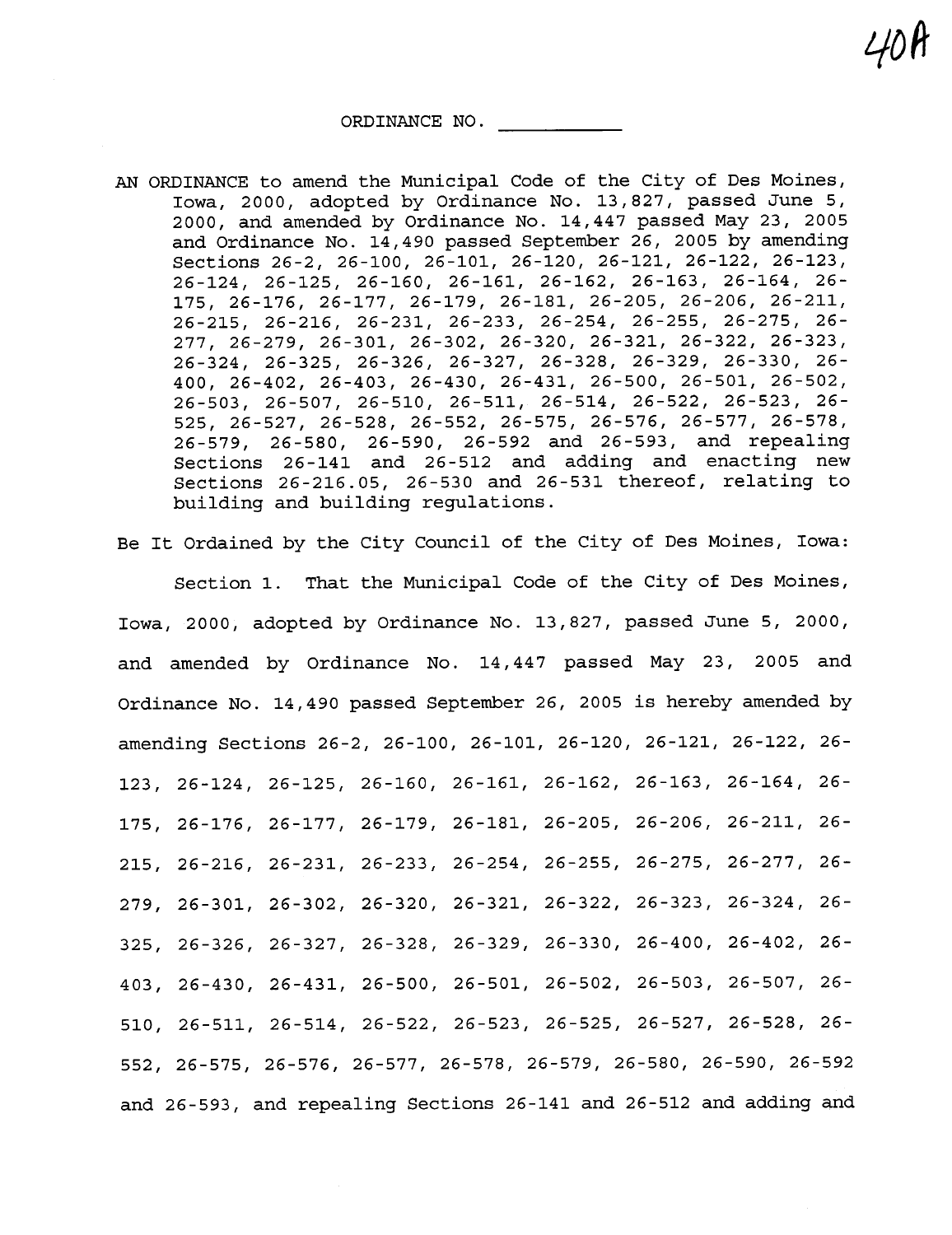40A

ORDINANCE NO. ___________

AN ORDINANCE to amend the Municipal Code of the City of Des Moines, Iowa, 2000, adopted by Ordinance No. 13,827, passed June 5, 2000, and amended by Ordinance No. 14,447 passed May 23, 2005 and Ordinance No. 14,490 passed September 26, 2005 by amending Sections 26-2, 26-100, 26-101, 26-120, 26-121, 26-122, 26-123, 26-124, 26-125, 26-160, 26-161, 26-162, 26-163, 26-164, 26-175, 26-176, 26-177, 26-179, 26-181, 26-205, 26-206, 26-211, 26-215, 26-216, 26-231, 26-233, 26-254, 26-255, 26-275, 26-277, 26-279, 26-301, 26-302, 26-320, 26-321, 26-322, 26-323, 26-324, 26-325, 26-326, 26-327, 26-328, 26-329, 26-330, 26-400, 26-402, 26-403, 26-430, 26-431, 26-500, 26-501, 26-502, 26-503, 26-507, 26-510, 26-511, 26-514, 26-522, 26-523, 26-525, 26-527, 26-528, 26-552, 26-575, 26-576, 26-577, 26-578, 26-579, 26-580, 26-590, 26-592 and 26-593, and repealing Sections 26-141 and 26-512 and adding and enacting new Sections 26-216.05, 26-530 and 26-531 thereof, relating to building and building regulations.

Be It Ordained by the City Council of the City of Des Moines, Iowa:

Section 1. That the Municipal Code of the City of Des Moines, Iowa, 2000, adopted by Ordinance No. 13,827, passed June 5, 2000, and amended by Ordinance No. 14,447 passed May 23, 2005 and Ordinance No. 14,490 passed September 26, 2005 is hereby amended by amending Sections 26-2, 26-100, 26-101, 26-120, 26-121, 26-122, 26-123, 26-124, 26-125, 26-160, 26-161, 26-162, 26-163, 26-164, 26-175, 26-176, 26-177, 26-179, 26-181, 26-205, 26-206, 26-211, 26-215, 26-216, 26-231, 26-233, 26-254, 26-255, 26-275, 26-277, 26-279, 26-301, 26-302, 26-320, 26-321, 26-322, 26-323, 26-324, 26-325, 26-326, 26-327, 26-328, 26-329, 26-330, 26-400, 26-402, 26-403, 26-430, 26-431, 26-500, 26-501, 26-502, 26-503, 26-507, 26-510, 26-511, 26-514, 26-522, 26-523, 26-525, 26-527, 26-528, 26-552, 26-575, 26-576, 26-577, 26-578, 26-579, 26-580, 26-590, 26-592 and 26-593, and repealing Sections 26-141 and 26-512 and adding and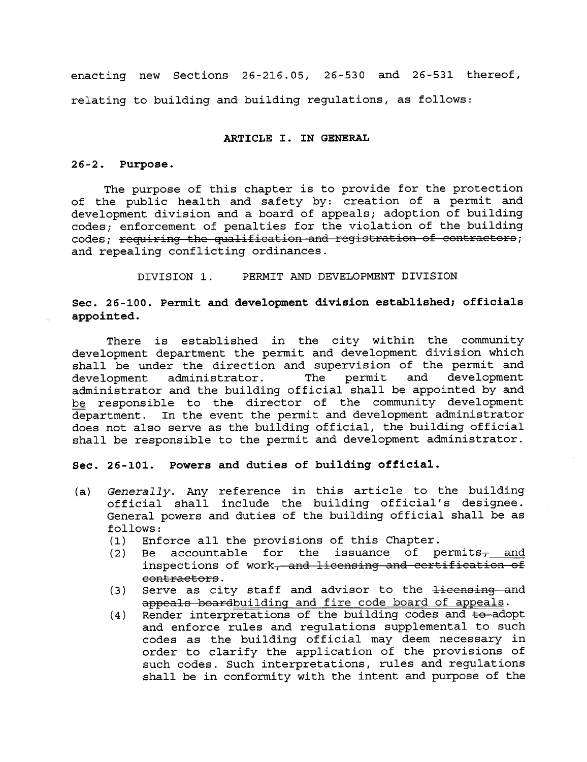enacting new Sections 26-216.05, 26-530 and 26-531 thereof, relating to building and building regulations, as follows:

## ARTICLE I. IN GENERAL

### 26-2. Purpose.

The purpose of this chapter is to provide for the protection of the public health and safety by: creation of a permit and development division and a board of appeals; adoption of building codes; enforcement of penalties for the violation of the building codes; ~~requiring the qualification and registration of contractors~~; and repealing conflicting ordinances.

DIVISION 1. PERMIT AND DEVELOPMENT DIVISION

### Sec. 26-100. Permit and development division established; officials appointed.

There is established in the city within the community development department the permit and development division which shall be under the direction and supervision of the permit and development administrator. The permit and development administrator and the building official shall be appointed by and <u>be</u> responsible to the director of the community development department. In the event the permit and development administrator does not also serve as the building official, the building official shall be responsible to the permit and development administrator.

### Sec. 26-101. Powers and duties of building official.

(a) *Generally*. Any reference in this article to the building official shall include the building official's designee. General powers and duties of the building official shall be as follows:

   (1) Enforce all the provisions of this Chapter.

   (2) Be accountable for the issuance of permits~~,~~ <u>and</u> inspections of work~~, and licensing and certification of contractors~~.

   (3) Serve as city staff and advisor to the ~~licensing and appeals board~~<u>building and fire code board of appeals</u>.

   (4) Render interpretations of the building codes and ~~to~~ adopt and enforce rules and regulations supplemental to such codes as the building official may deem necessary in order to clarify the application of the provisions of such codes. Such interpretations, rules and regulations shall be in conformity with the intent and purpose of the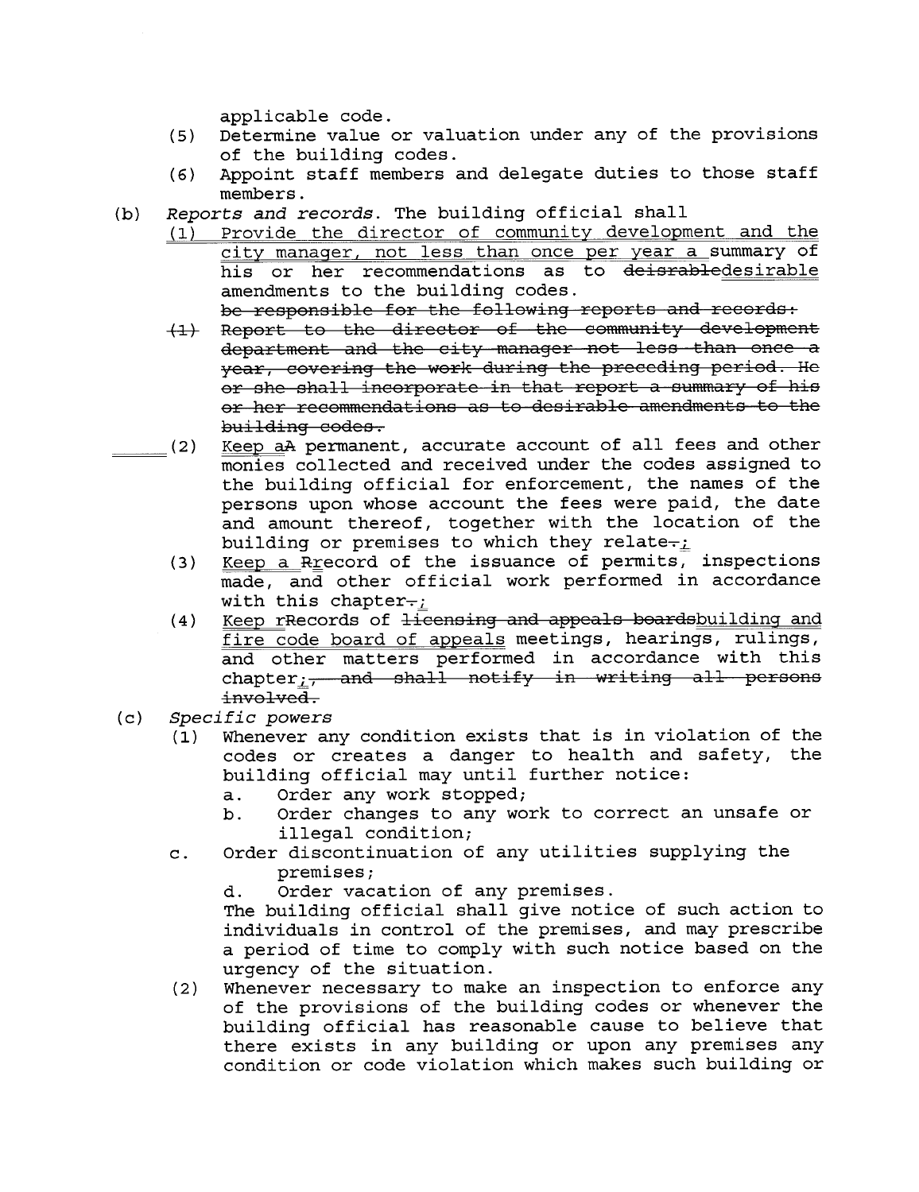applicable code.

(5) Determine value or valuation under any of the provisions of the building codes.

(6) Appoint staff members and delegate duties to those staff members.

(b) *Reports and records.* The building official shall

(1) Provide the director of community development and the city manager, not less than once per year a summary of his or her recommendations as to ~~deisrable~~desirable amendments to the building codes.

~~be responsible for the following reports and records:~~

~~(1) Report to the director of the community development department and the city manager not less than once a year, covering the work during the preceding period. He or she shall incorporate in that report a summary of his or her recommendations as to desirable amendments to the building codes.~~

(2) Keep a~~A~~ permanent, accurate account of all fees and other monies collected and received under the codes assigned to the building official for enforcement, the names of the persons upon whose account the fees were paid, the date and amount thereof, together with the location of the building or premises to which they relate~~.~~;

(3) Keep a ~~R~~record of the issuance of permits, inspections made, and other official work performed in accordance with this chapter~~.~~;

(4) Keep r~~R~~ecords of ~~licensing and appeals boards~~building and fire code board of appeals meetings, hearings, rulings, and other matters performed in accordance with this chapter;~~, and shall notify in writing all persons involved.~~

(c) *Specific powers*

(1) Whenever any condition exists that is in violation of the codes or creates a danger to health and safety, the building official may until further notice:

a. Order any work stopped;

b. Order changes to any work to correct an unsafe or illegal condition;

c. Order discontinuation of any utilities supplying the premises;

d. Order vacation of any premises.

The building official shall give notice of such action to individuals in control of the premises, and may prescribe a period of time to comply with such notice based on the urgency of the situation.

(2) Whenever necessary to make an inspection to enforce any of the provisions of the building codes or whenever the building official has reasonable cause to believe that there exists in any building or upon any premises any condition or code violation which makes such building or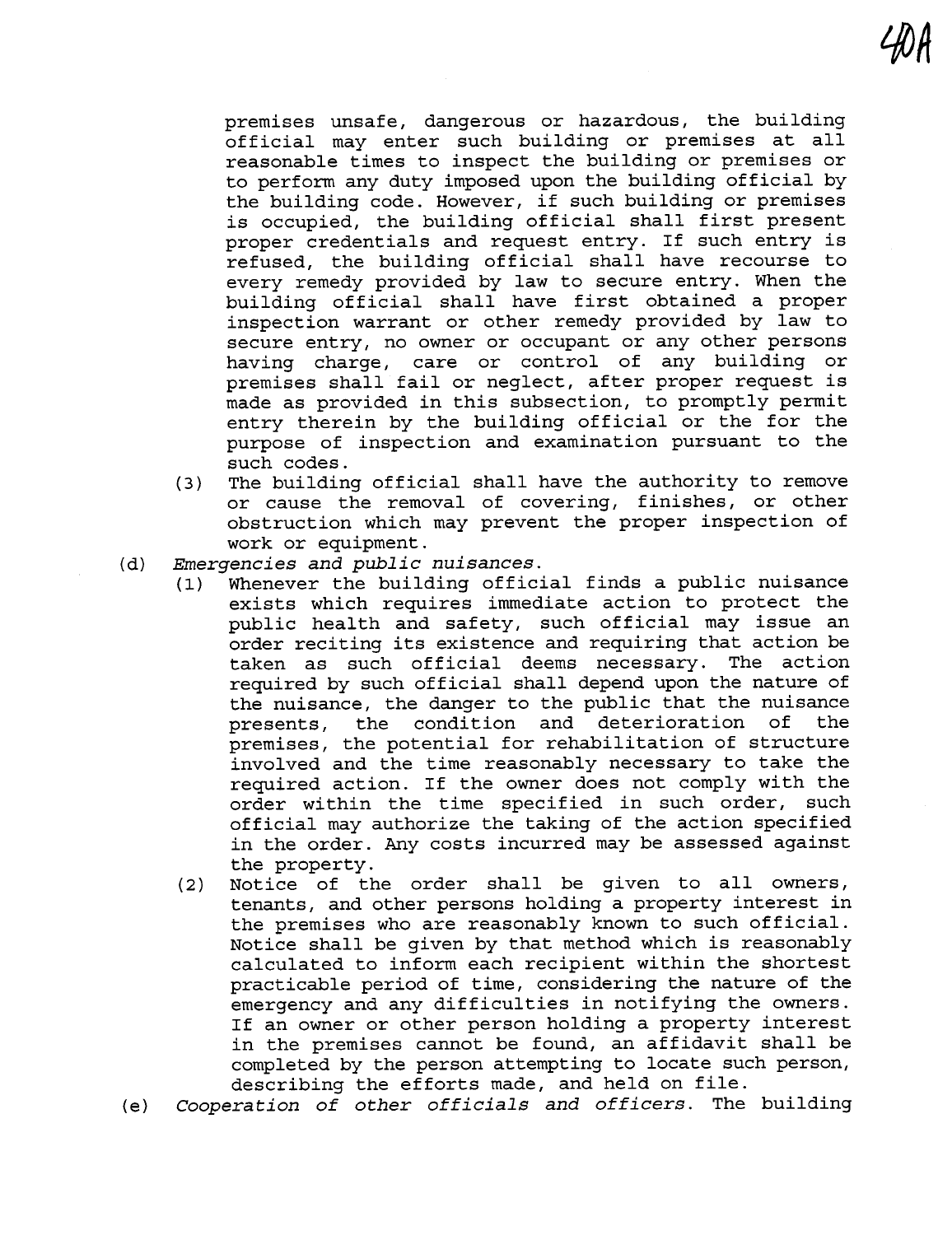premises unsafe, dangerous or hazardous, the building official may enter such building or premises at all reasonable times to inspect the building or premises or to perform any duty imposed upon the building official by the building code. However, if such building or premises is occupied, the building official shall first present proper credentials and request entry. If such entry is refused, the building official shall have recourse to every remedy provided by law to secure entry. When the building official shall have first obtained a proper inspection warrant or other remedy provided by law to secure entry, no owner or occupant or any other persons having charge, care or control of any building or premises shall fail or neglect, after proper request is made as provided in this subsection, to promptly permit entry therein by the building official or the for the purpose of inspection and examination pursuant to the such codes.

(3) The building official shall have the authority to remove or cause the removal of covering, finishes, or other obstruction which may prevent the proper inspection of work or equipment.

(d) *Emergencies and public nuisances.*

(1) Whenever the building official finds a public nuisance exists which requires immediate action to protect the public health and safety, such official may issue an order reciting its existence and requiring that action be taken as such official deems necessary. The action required by such official shall depend upon the nature of the nuisance, the danger to the public that the nuisance presents, the condition and deterioration of the premises, the potential for rehabilitation of structure involved and the time reasonably necessary to take the required action. If the owner does not comply with the order within the time specified in such order, such official may authorize the taking of the action specified in the order. Any costs incurred may be assessed against the property.

(2) Notice of the order shall be given to all owners, tenants, and other persons holding a property interest in the premises who are reasonably known to such official. Notice shall be given by that method which is reasonably calculated to inform each recipient within the shortest practicable period of time, considering the nature of the emergency and any difficulties in notifying the owners. If an owner or other person holding a property interest in the premises cannot be found, an affidavit shall be completed by the person attempting to locate such person, describing the efforts made, and held on file.

(e) *Cooperation of other officials and officers.* The building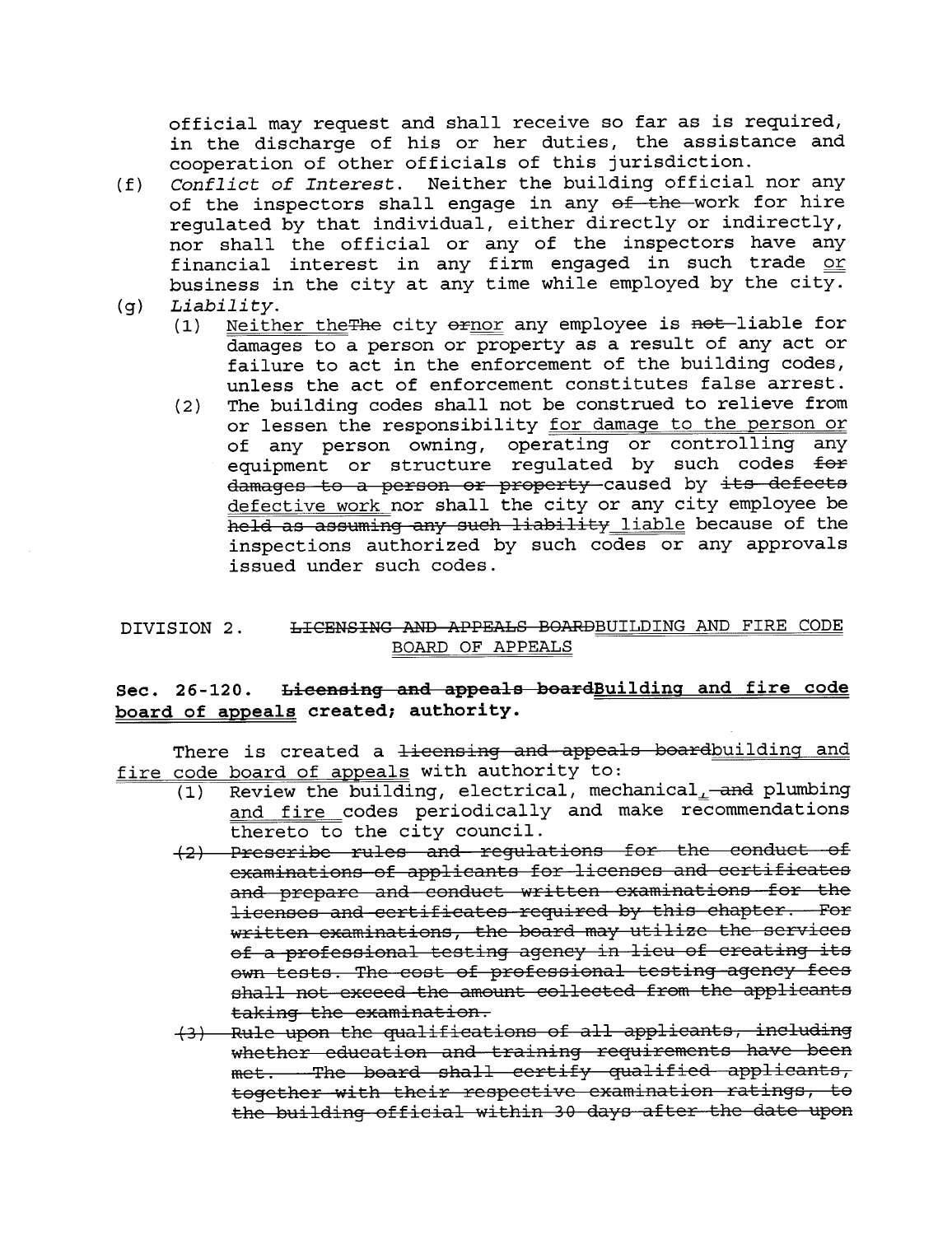official may request and shall receive so far as is required, in the discharge of his or her duties, the assistance and cooperation of other officials of this jurisdiction.

(f) *Conflict of Interest*. Neither the building official nor any of the inspectors shall engage in any ~~of the~~ work for hire regulated by that individual, either directly or indirectly, nor shall the official or any of the inspectors have any financial interest in any firm engaged in such trade <u>or</u> business in the city at any time while employed by the city.

(g) *Liability*.

(1) <u>Neither the</u>~~The~~ city ~~or~~<u>nor</u> any employee is ~~not~~ liable for damages to a person or property as a result of any act or failure to act in the enforcement of the building codes, unless the act of enforcement constitutes false arrest.

(2) The building codes shall not be construed to relieve from or lessen the responsibility <u>for damage to the person or</u> of any person owning, operating or controlling any equipment or structure regulated by such codes ~~for damages to a person or property~~ caused by ~~its defects~~ <u>defective work</u> nor shall the city or any city employee be ~~held as assuming any such liability~~ <u>liable</u> because of the inspections authorized by such codes or any approvals issued under such codes.

## DIVISION 2. ~~LICENSING AND APPEALS BOARD~~<u>BUILDING AND FIRE CODE BOARD OF APPEALS</u>

### Sec. 26-120. ~~Licensing and appeals board~~<u>Building and fire code board of appeals</u> created; authority.

There is created a ~~licensing and appeals board~~<u>building and fire code board of appeals</u> with authority to:

(1) Review the building, electrical, mechanical<u>,</u> ~~and~~ plumbing <u>and fire</u> codes periodically and make recommendations thereto to the city council.

~~(2) Prescribe rules and regulations for the conduct of examinations of applicants for licenses and certificates and prepare and conduct written examinations for the licenses and certificates required by this chapter. For written examinations, the board may utilize the services of a professional testing agency in lieu of creating its own tests. The cost of professional testing agency fees shall not exceed the amount collected from the applicants taking the examination.~~

~~(3) Rule upon the qualifications of all applicants, including whether education and training requirements have been met. The board shall certify qualified applicants, together with their respective examination ratings, to the building official within 30 days after the date upon~~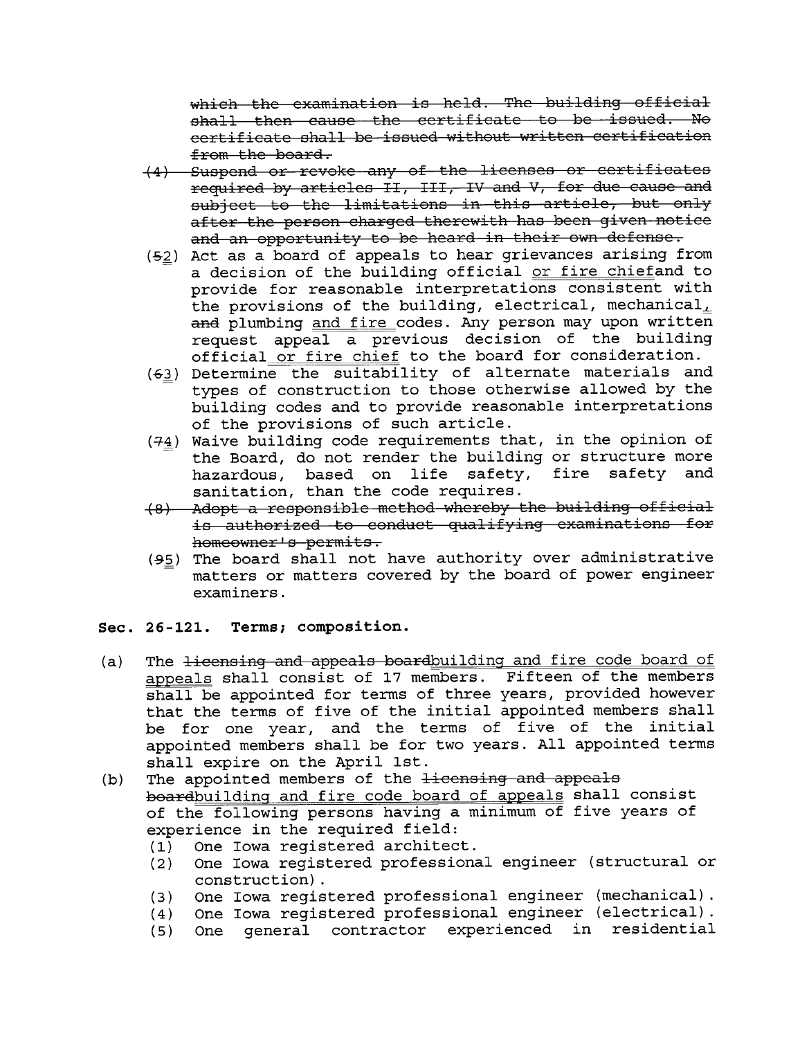~~which the examination is held. The building official shall then cause the certificate to be issued. No certificate shall be issued without written certification from the board.~~

~~(4) Suspend or revoke any of the licenses or certificates required by articles II, III, IV and V, for due cause and subject to the limitations in this article, but only after the person charged therewith has been given notice and an opportunity to be heard in their own defense.~~

(~~5~~2) Act as a board of appeals to hear grievances arising from a decision of the building official or fire chiefand to provide for reasonable interpretations consistent with the provisions of the building, electrical, mechanical, ~~and~~ plumbing and fire codes. Any person may upon written request appeal a previous decision of the building official or fire chief to the board for consideration.

(~~6~~3) Determine the suitability of alternate materials and types of construction to those otherwise allowed by the building codes and to provide reasonable interpretations of the provisions of such article.

(~~7~~4) Waive building code requirements that, in the opinion of the Board, do not render the building or structure more hazardous, based on life safety, fire safety and sanitation, than the code requires.

~~(8) Adopt a responsible method whereby the building official is authorized to conduct qualifying examinations for homeowner's permits.~~

(~~9~~5) The board shall not have authority over administrative matters or matters covered by the board of power engineer examiners.

**Sec. 26-121. Terms; composition.**

(a) The ~~licensing and appeals board~~building and fire code board of appeals shall consist of 17 members. Fifteen of the members shall be appointed for terms of three years, provided however that the terms of five of the initial appointed members shall be for one year, and the terms of five of the initial appointed members shall be for two years. All appointed terms shall expire on the April 1st.

(b) The appointed members of the ~~licensing and appeals board~~building and fire code board of appeals shall consist of the following persons having a minimum of five years of experience in the required field:

(1) One Iowa registered architect.
(2) One Iowa registered professional engineer (structural or construction).
(3) One Iowa registered professional engineer (mechanical).
(4) One Iowa registered professional engineer (electrical).
(5) One general contractor experienced in residential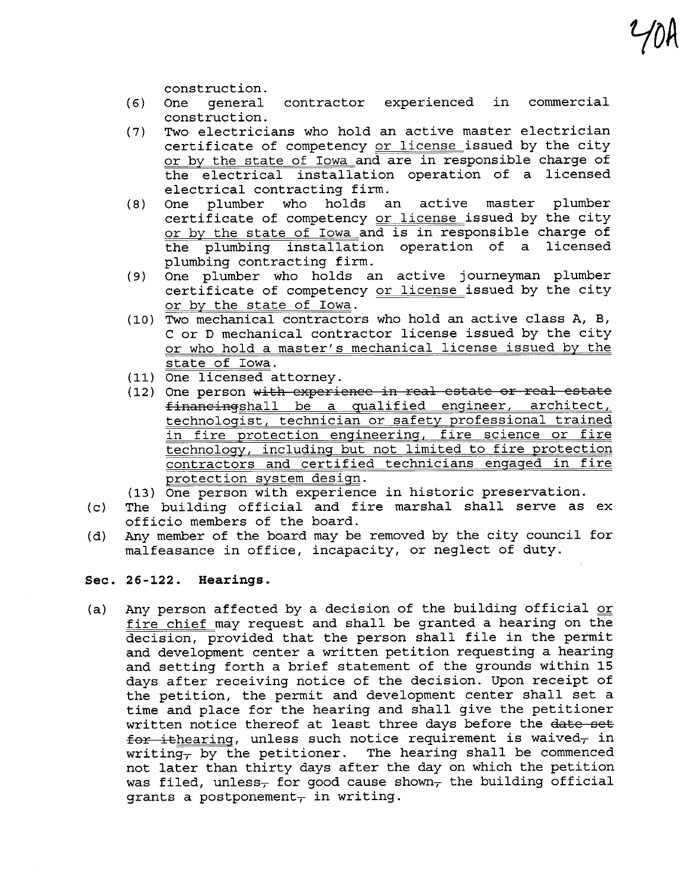construction.

(6) One general contractor experienced in commercial construction.

(7) Two electricians who hold an active master electrician certificate of competency or license issued by the city or by the state of Iowa and are in responsible charge of the electrical installation operation of a licensed electrical contracting firm.

(8) One plumber who holds an active master plumber certificate of competency or license issued by the city or by the state of Iowa and is in responsible charge of the plumbing installation operation of a licensed plumbing contracting firm.

(9) One plumber who holds an active journeyman plumber certificate of competency or license issued by the city or by the state of Iowa.

(10) Two mechanical contractors who hold an active class A, B, C or D mechanical contractor license issued by the city or who hold a master's mechanical license issued by the state of Iowa.

(11) One licensed attorney.

(12) One person ~~with experience in real estate or real estate financing~~shall be a qualified engineer, architect, technologist, technician or safety professional trained in fire protection engineering, fire science or fire technology, including but not limited to fire protection contractors and certified technicians engaged in fire protection system design.

(13) One person with experience in historic preservation.

(c) The building official and fire marshal shall serve as ex officio members of the board.

(d) Any member of the board may be removed by the city council for malfeasance in office, incapacity, or neglect of duty.

**Sec. 26-122. Hearings.**

(a) Any person affected by a decision of the building official or fire chief may request and shall be granted a hearing on the decision, provided that the person shall file in the permit and development center a written petition requesting a hearing and setting forth a brief statement of the grounds within 15 days after receiving notice of the decision. Upon receipt of the petition, the permit and development center shall set a time and place for the hearing and shall give the petitioner written notice thereof at least three days before the ~~date set for it~~hearing, unless such notice requirement is waived~~,~~ in writing~~,~~ by the petitioner. The hearing shall be commenced not later than thirty days after the day on which the petition was filed, unless~~,~~ for good cause shown~~,~~ the building official grants a postponement~~,~~ in writing.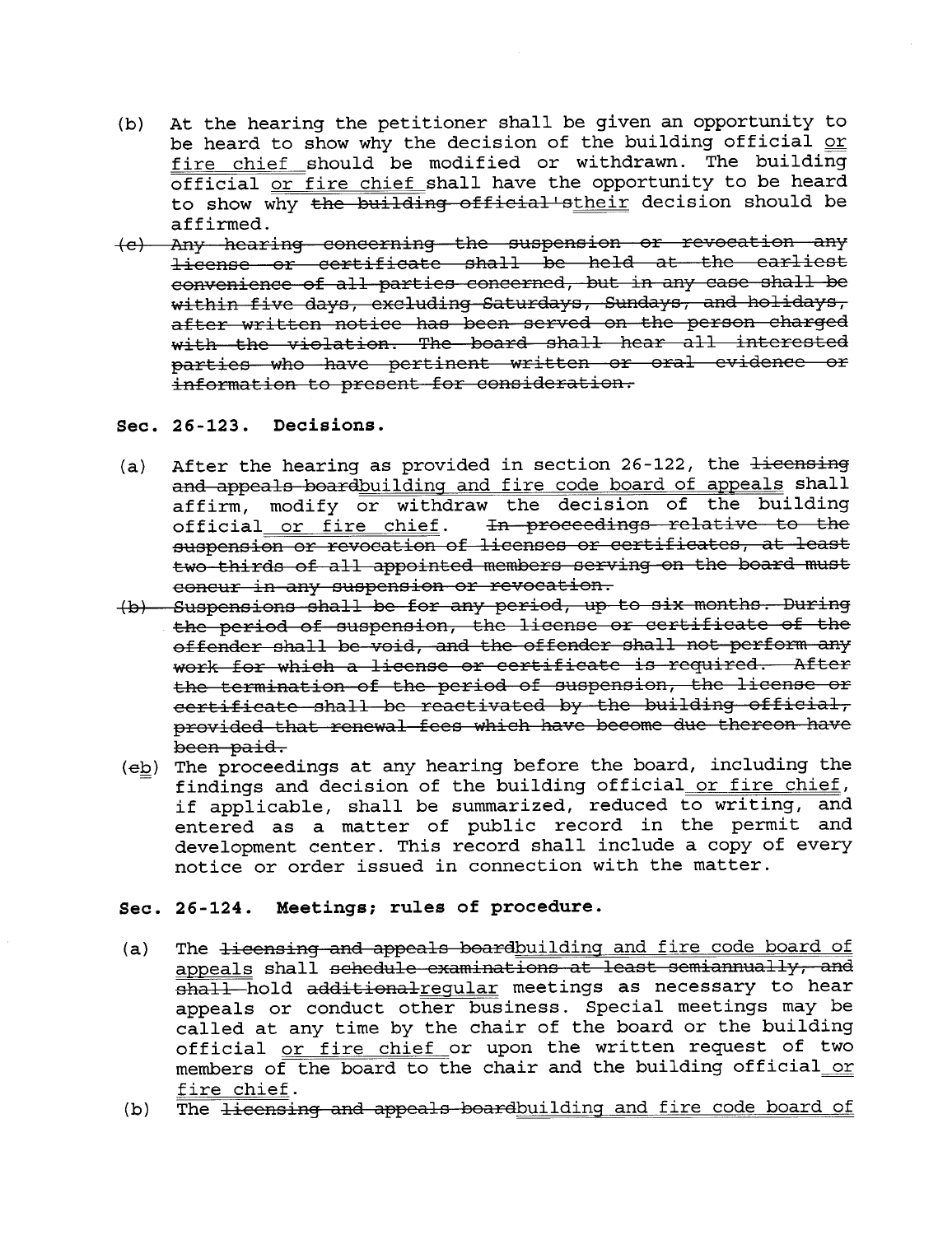(b) At the hearing the petitioner shall be given an opportunity to be heard to show why the decision of the building official <u>or fire chief</u> should be modified or withdrawn. The building official <u>or fire chief</u> shall have the opportunity to be heard to show why ~~the building official's~~<u>their</u> decision should be affirmed.

~~(c) Any hearing concerning the suspension or revocation any license or certificate shall be held at the earliest convenience of all parties concerned, but in any case shall be within five days, excluding Saturdays, Sundays, and holidays, after written notice has been served on the person charged with the violation. The board shall hear all interested parties who have pertinent written or oral evidence or information to present for consideration.~~

**Sec. 26-123. Decisions.**

(a) After the hearing as provided in section 26-122, the ~~licensing and appeals board~~<u>building and fire code board of appeals</u> shall affirm, modify or withdraw the decision of the building official <u>or fire chief</u>. ~~In proceedings relative to the suspension or revocation of licenses or certificates, at least two-thirds of all appointed members serving on the board must concur in any suspension or revocation.~~

~~(b) Suspensions shall be for any period, up to six months. During the period of suspension, the license or certificate of the offender shall be void, and the offender shall not perform any work for which a license or certificate is required. After the termination of the period of suspension, the license or certificate shall be reactivated by the building official, provided that renewal fees which have become due thereon have been paid.~~

(~~c~~<u>b</u>) The proceedings at any hearing before the board, including the findings and decision of the building official <u>or fire chief</u>, if applicable, shall be summarized, reduced to writing, and entered as a matter of public record in the permit and development center. This record shall include a copy of every notice or order issued in connection with the matter.

**Sec. 26-124. Meetings; rules of procedure.**

(a) The ~~licensing and appeals board~~<u>building and fire code board of appeals</u> shall ~~schedule examinations at least semiannually, and shall~~ hold ~~additional~~<u>regular</u> meetings as necessary to hear appeals or conduct other business. Special meetings may be called at any time by the chair of the board or the building official <u>or fire chief</u> or upon the written request of two members of the board to the chair and the building official <u>or fire chief</u>.

(b) The ~~licensing and appeals board~~<u>building and fire code board of</u>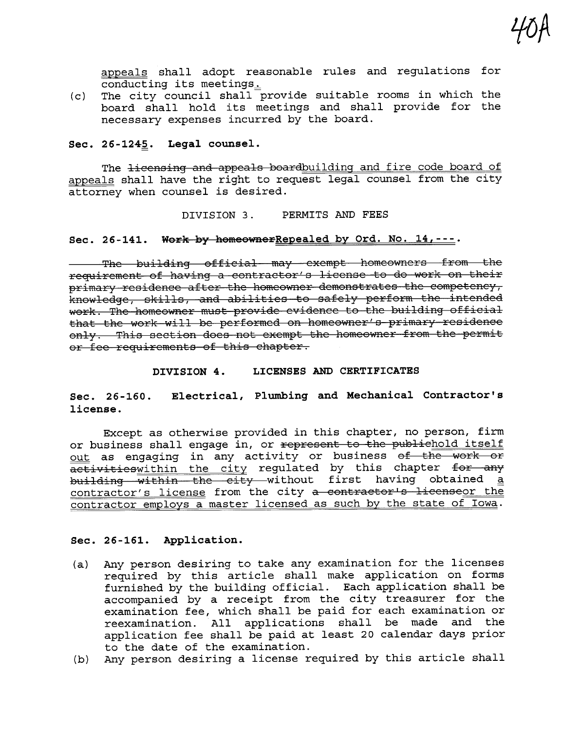<u>appeals</u> shall adopt reasonable rules and regulations for conducting its meetings<u>.</u>

(c) The city council shall provide suitable rooms in which the board shall hold its meetings and shall provide for the necessary expenses incurred by the board.

**Sec. 26-124<u>5</u>. Legal counsel.**

The ~~licensing and appeals board~~<u>building and fire code board of appeals</u> shall have the right to request legal counsel from the city attorney when counsel is desired.

DIVISION 3. PERMITS AND FEES

**Sec. 26-141. ~~Work by homeowner~~<u>Repealed by Ord. No. 14,---</u>.**

~~The building official may exempt homeowners from the requirement of having a contractor's license to do work on their primary residence after the homeowner demonstrates the competency, knowledge, skills, and abilities to safely perform the intended work. The homeowner must provide evidence to the building official that the work will be performed on homeowner's primary residence only. This section does not exempt the homeowner from the permit or fee requirements of this chapter.~~

**DIVISION 4. LICENSES AND CERTIFICATES**

**Sec. 26-160. Electrical, Plumbing and Mechanical Contractor's license.**

Except as otherwise provided in this chapter, no person, firm or business shall engage in, or ~~represent to the public~~<u>hold itself out</u> as engaging in any activity or business ~~of the work or activities~~<u>within the city</u> regulated by this chapter ~~for any building within the city~~ without first having obtained <u>a contractor's license</u> from the city ~~a contractor's license~~<u>or the contractor employs a master licensed as such by the state of Iowa</u>.

**Sec. 26-161. Application.**

(a) Any person desiring to take any examination for the licenses required by this article shall make application on forms furnished by the building official. Each application shall be accompanied by a receipt from the city treasurer for the examination fee, which shall be paid for each examination or reexamination. All applications shall be made and the application fee shall be paid at least 20 calendar days prior to the date of the examination.

(b) Any person desiring a license required by this article shall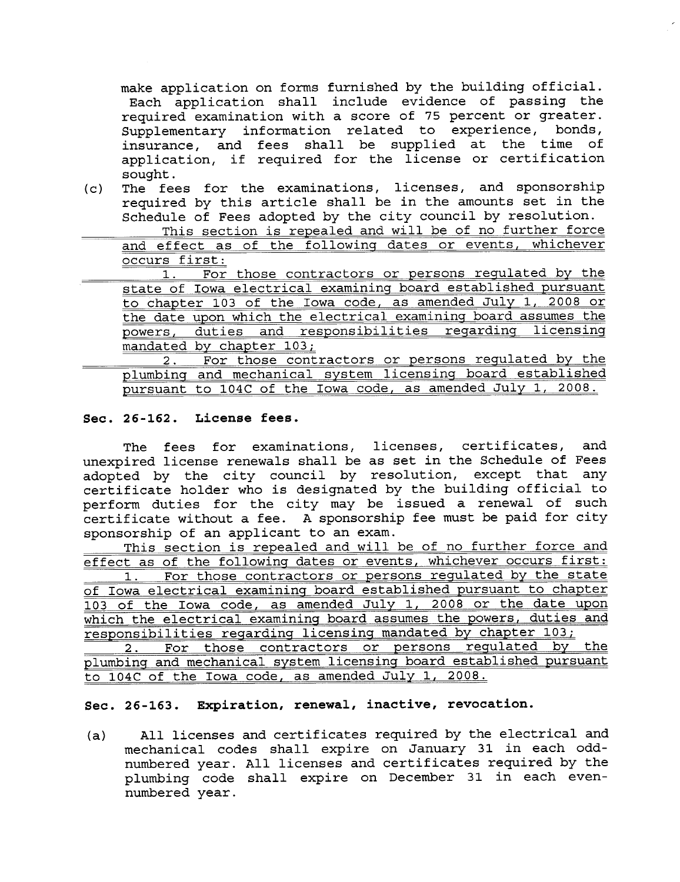make application on forms furnished by the building official. Each application shall include evidence of passing the required examination with a score of 75 percent or greater. Supplementary information related to experience, bonds, insurance, and fees shall be supplied at the time of application, if required for the license or certification sought.

(c) The fees for the examinations, licenses, and sponsorship required by this article shall be in the amounts set in the Schedule of Fees adopted by the city council by resolution.

This section is repealed and will be of no further force and effect as of the following dates or events, whichever occurs first:

1. For those contractors or persons regulated by the state of Iowa electrical examining board established pursuant to chapter 103 of the Iowa code, as amended July 1, 2008 or the date upon which the electrical examining board assumes the powers, duties and responsibilities regarding licensing mandated by chapter 103;

2. For those contractors or persons regulated by the plumbing and mechanical system licensing board established pursuant to 104C of the Iowa code, as amended July 1, 2008.

**Sec. 26-162. License fees.**

The fees for examinations, licenses, certificates, and unexpired license renewals shall be as set in the Schedule of Fees adopted by the city council by resolution, except that any certificate holder who is designated by the building official to perform duties for the city may be issued a renewal of such certificate without a fee. A sponsorship fee must be paid for city sponsorship of an applicant to an exam.

This section is repealed and will be of no further force and effect as of the following dates or events, whichever occurs first:

1. For those contractors or persons regulated by the state of Iowa electrical examining board established pursuant to chapter 103 of the Iowa code, as amended July 1, 2008 or the date upon which the electrical examining board assumes the powers, duties and responsibilities regarding licensing mandated by chapter 103;

2. For those contractors or persons regulated by the plumbing and mechanical system licensing board established pursuant to 104C of the Iowa code, as amended July 1, 2008.

**Sec. 26-163. Expiration, renewal, inactive, revocation.**

(a) All licenses and certificates required by the electrical and mechanical codes shall expire on January 31 in each odd-numbered year. All licenses and certificates required by the plumbing code shall expire on December 31 in each even-numbered year.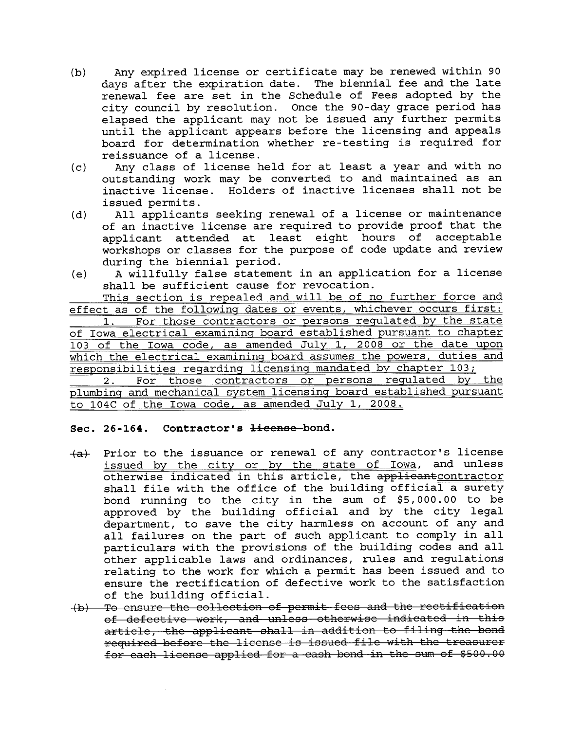(b) Any expired license or certificate may be renewed within 90 days after the expiration date. The biennial fee and the late renewal fee are set in the Schedule of Fees adopted by the city council by resolution. Once the 90-day grace period has elapsed the applicant may not be issued any further permits until the applicant appears before the licensing and appeals board for determination whether re-testing is required for reissuance of a license.

(c) Any class of license held for at least a year and with no outstanding work may be converted to and maintained as an inactive license. Holders of inactive licenses shall not be issued permits.

(d) All applicants seeking renewal of a license or maintenance of an inactive license are required to provide proof that the applicant attended at least eight hours of acceptable workshops or classes for the purpose of code update and review during the biennial period.

(e) A willfully false statement in an application for a license shall be sufficient cause for revocation.

<u>This section is repealed and will be of no further force and effect as of the following dates or events, whichever occurs first:</u>

<u>1. For those contractors or persons regulated by the state of Iowa electrical examining board established pursuant to chapter 103 of the Iowa code, as amended July 1, 2008 or the date upon which the electrical examining board assumes the powers, duties and responsibilities regarding licensing mandated by chapter 103;</u>

<u>2. For those contractors or persons regulated by the plumbing and mechanical system licensing board established pursuant to 104C of the Iowa code, as amended July 1, 2008.</u>

**Sec. 26-164. Contractor's ~~license~~ bond.**

~~(a)~~ Prior to the issuance or renewal of any contractor's license <u>issued by the city or by the state of Iowa</u>, and unless otherwise indicated in this article, the ~~applicant~~<u>contractor</u> shall file with the office of the building official a surety bond running to the city in the sum of $5,000.00 to be approved by the building official and by the city legal department, to save the city harmless on account of any and all failures on the part of such applicant to comply in all particulars with the provisions of the building codes and all other applicable laws and ordinances, rules and regulations relating to the work for which a permit has been issued and to ensure the rectification of defective work to the satisfaction of the building official.

~~(b) To ensure the collection of permit fees and the rectification of defective work, and unless otherwise indicated in this article, the applicant shall in addition to filing the bond required before the license is issued file with the treasurer for each license applied for a cash bond in the sum of $500.00~~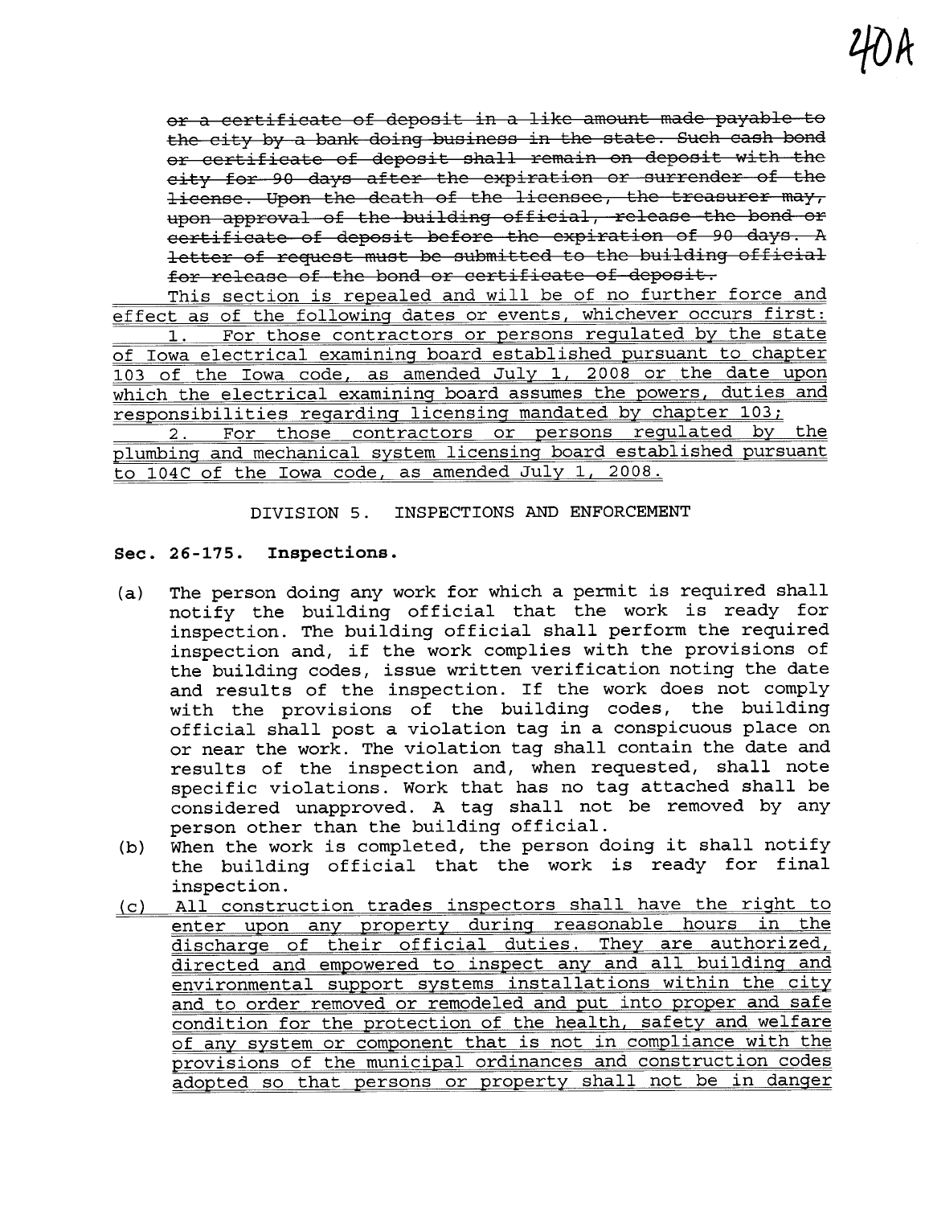~~or a certificate of deposit in a like amount made payable to the city by a bank doing business in the state. Such cash bond or certificate of deposit shall remain on deposit with the city for 90 days after the expiration or surrender of the license. Upon the death of the licensee, the treasurer may, upon approval of the building official, release the bond or certificate of deposit before the expiration of 90 days. A letter of request must be submitted to the building official for release of the bond or certificate of deposit.~~

<u>This section is repealed and will be of no further force and effect as of the following dates or events, whichever occurs first:</u>

<u>1. For those contractors or persons regulated by the state of Iowa electrical examining board established pursuant to chapter 103 of the Iowa code, as amended July 1, 2008 or the date upon which the electrical examining board assumes the powers, duties and responsibilities regarding licensing mandated by chapter 103;</u>

<u>2. For those contractors or persons regulated by the plumbing and mechanical system licensing board established pursuant to 104C of the Iowa code, as amended July 1, 2008.</u>

DIVISION 5. INSPECTIONS AND ENFORCEMENT

**Sec. 26-175. Inspections.**

(a) The person doing any work for which a permit is required shall notify the building official that the work is ready for inspection. The building official shall perform the required inspection and, if the work complies with the provisions of the building codes, issue written verification noting the date and results of the inspection. If the work does not comply with the provisions of the building codes, the building official shall post a violation tag in a conspicuous place on or near the work. The violation tag shall contain the date and results of the inspection and, when requested, shall note specific violations. Work that has no tag attached shall be considered unapproved. A tag shall not be removed by any person other than the building official.

(b) When the work is completed, the person doing it shall notify the building official that the work is ready for final inspection.

<u>(c) All construction trades inspectors shall have the right to enter upon any property during reasonable hours in the discharge of their official duties. They are authorized, directed and empowered to inspect any and all building and environmental support systems installations within the city and to order removed or remodeled and put into proper and safe condition for the protection of the health, safety and welfare of any system or component that is not in compliance with the provisions of the municipal ordinances and construction codes adopted so that persons or property shall not be in danger</u>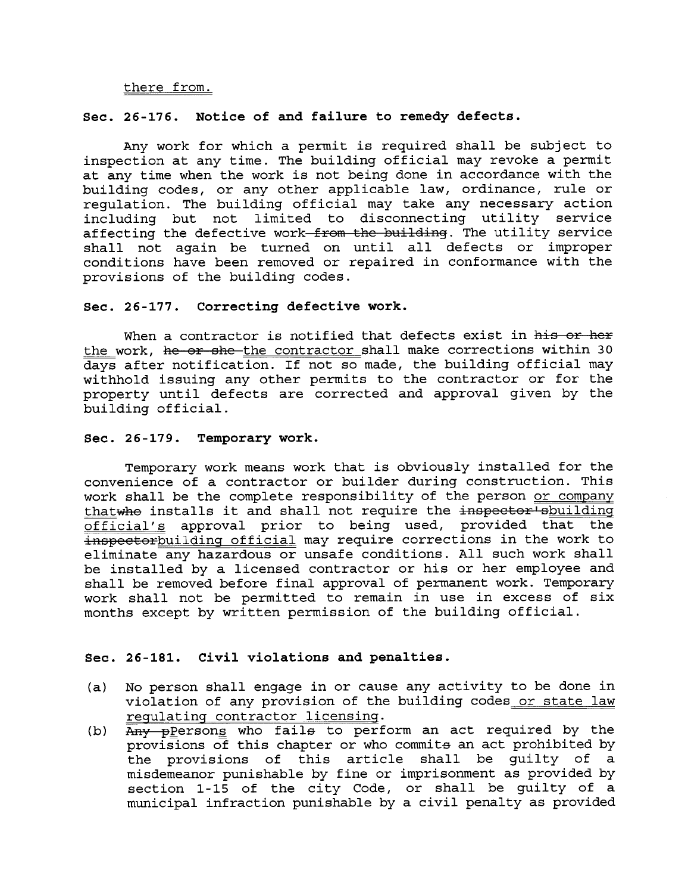there from.

**Sec. 26-176. Notice of and failure to remedy defects.**

Any work for which a permit is required shall be subject to inspection at any time. The building official may revoke a permit at any time when the work is not being done in accordance with the building codes, or any other applicable law, ordinance, rule or regulation. The building official may take any necessary action including but not limited to disconnecting utility service affecting the defective work ~~from the building~~. The utility service shall not again be turned on until all defects or improper conditions have been removed or repaired in conformance with the provisions of the building codes.

**Sec. 26-177. Correcting defective work.**

When a contractor is notified that defects exist in ~~his or her~~ the work, ~~he or she~~ the contractor shall make corrections within 30 days after notification. If not so made, the building official may withhold issuing any other permits to the contractor or for the property until defects are corrected and approval given by the building official.

**Sec. 26-179. Temporary work.**

Temporary work means work that is obviously installed for the convenience of a contractor or builder during construction. This work shall be the complete responsibility of the person or company that~~who~~ installs it and shall not require the ~~inspector's~~building official's approval prior to being used, provided that the ~~inspector~~building official may require corrections in the work to eliminate any hazardous or unsafe conditions. All such work shall be installed by a licensed contractor or his or her employee and shall be removed before final approval of permanent work. Temporary work shall not be permitted to remain in use in excess of six months except by written permission of the building official.

**Sec. 26-181. Civil violations and penalties.**

(a) No person shall engage in or cause any activity to be done in violation of any provision of the building codes or state law regulating contractor licensing.

(b) ~~Any p~~Persons who fail~~s~~ to perform an act required by the provisions of this chapter or who commit~~s~~ an act prohibited by the provisions of this article shall be guilty of a misdemeanor punishable by fine or imprisonment as provided by section 1-15 of the city Code, or shall be guilty of a municipal infraction punishable by a civil penalty as provided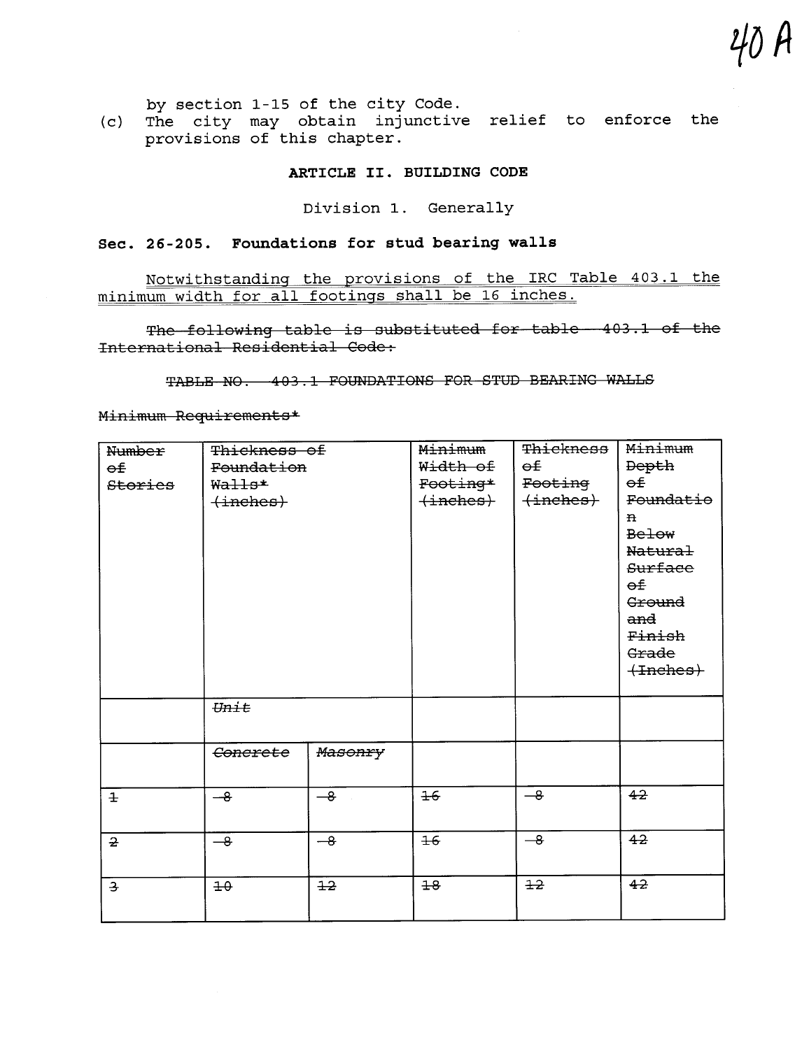by section 1-15 of the city Code.

(c) The city may obtain injunctive relief to enforce the provisions of this chapter.

## ARTICLE II. BUILDING CODE

Division 1. Generally

### Sec. 26-205. Foundations for stud bearing walls

<u>Notwithstanding the provisions of the IRC Table 403.1 the minimum width for all footings shall be 16 inches.</u>

~~The following table is substituted for table 403.1 of the International Residential Code:~~

~~TABLE NO. 403.1 FOUNDATIONS FOR STUD BEARING WALLS~~

~~Minimum Requirements*~~

| ~~Number of Stories~~ | ~~Thickness of Foundation Walls* (inches)~~ | | ~~Minimum Width of Footing* (inches)~~ | ~~Thickness of Footing (inches)~~ | ~~Minimum Depth of Foundation Below Natural Surface of Ground and Finish Grade (Inches)~~ |
|---|---|---|---|---|---|
| | ~~*Unit*~~ | | | | |
| | ~~*Concrete*~~ | ~~*Masonry*~~ | | | |
| ~~1~~ | ~~8~~ | ~~8~~ | ~~16~~ | ~~8~~ | ~~42~~ |
| ~~2~~ | ~~8~~ | ~~8~~ | ~~16~~ | ~~8~~ | ~~42~~ |
| ~~3~~ | ~~10~~ | ~~12~~ | ~~18~~ | ~~12~~ | ~~42~~ |